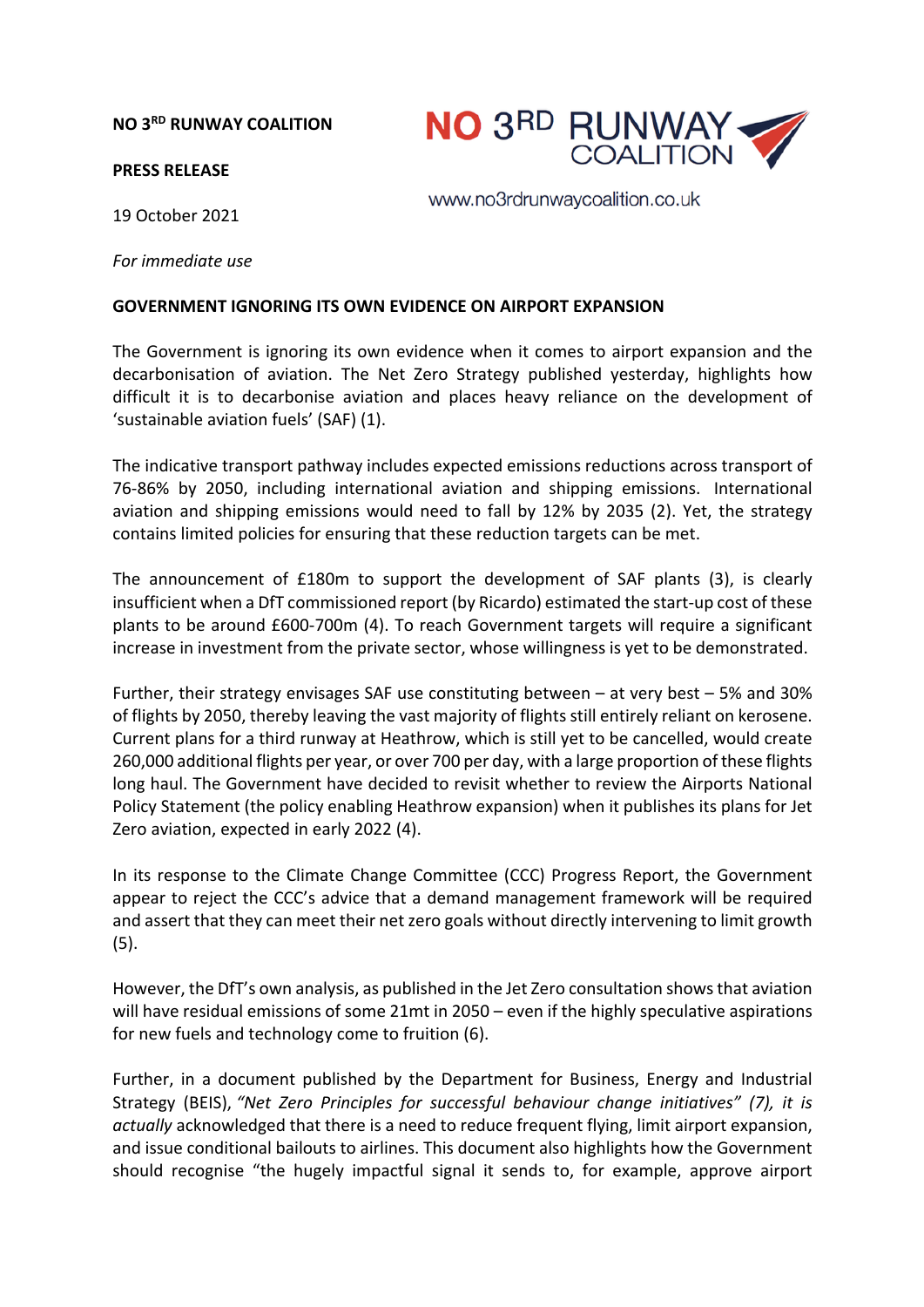**NO 3RD RUNWAY COALITION**

**PRESS RELEASE**

www.no3rdrunwaycoalition.co.uk

19 October 2021

*For immediate use*

**GOVERNMENT IGNORING ITS OWN EVIDENCE ON AIRPORT EXPANSION**

The Government is ignoring its own evidence when it comes to airport expansion and the decarbonisation of aviation. The Net Zero Strategy published yesterday, highlights how difficult it is to decarbonise aviation and places heavy reliance on the development of 'sustainable aviation fuels' (SAF) (1).

The indicative transport pathway includes expected emissions reductions across transport of 76-86% by 2050, including international aviation and shipping emissions. International aviation and shipping emissions would need to fall by 12% by 2035 (2). Yet, the strategy contains limited policies for ensuring that these reduction targets can be met.

The announcement of £180m to support the development of SAF plants (3), is clearly insufficient when a DfT commissioned report (by Ricardo) estimated the start-up cost of these plants to be around £600-700m (4). To reach Government targets will require a significant increase in investment from the private sector, whose willingness is yet to be demonstrated.

Further, their strategy envisages SAF use constituting between – at very best – 5% and 30% of flights by 2050, thereby leaving the vast majority of flights still entirely reliant on kerosene. Current plans for a third runway at Heathrow, which is still yet to be cancelled, would create 260,000 additional flights per year, or over 700 per day, with a large proportion of these flights long haul. The Government have decided to revisit whether to review the Airports National Policy Statement (the policy enabling Heathrow expansion) when it publishes its plans for Jet Zero aviation, expected in early 2022 (4).

In its response to the Climate Change Committee (CCC) Progress Report, the Government appear to reject the CCC's advice that a demand management framework will be required and assert that they can meet their net zero goals without directly intervening to limit growth (5).

However, the DfT's own analysis, as published in the Jet Zero consultation shows that aviation will have residual emissions of some 21mt in 2050 – even if the highly speculative aspirations for new fuels and technology come to fruition (6).

Further, in a document published by the Department for Business, Energy and Industrial Strategy (BEIS), *"Net Zero Principles for successful behaviour change initiatives" (7), it is actually* acknowledged that there is a need to reduce frequent flying, limit airport expansion, and issue conditional bailouts to airlines. This document also highlights how the Government should recognise "the hugely impactful signal it sends to, for example, approve airport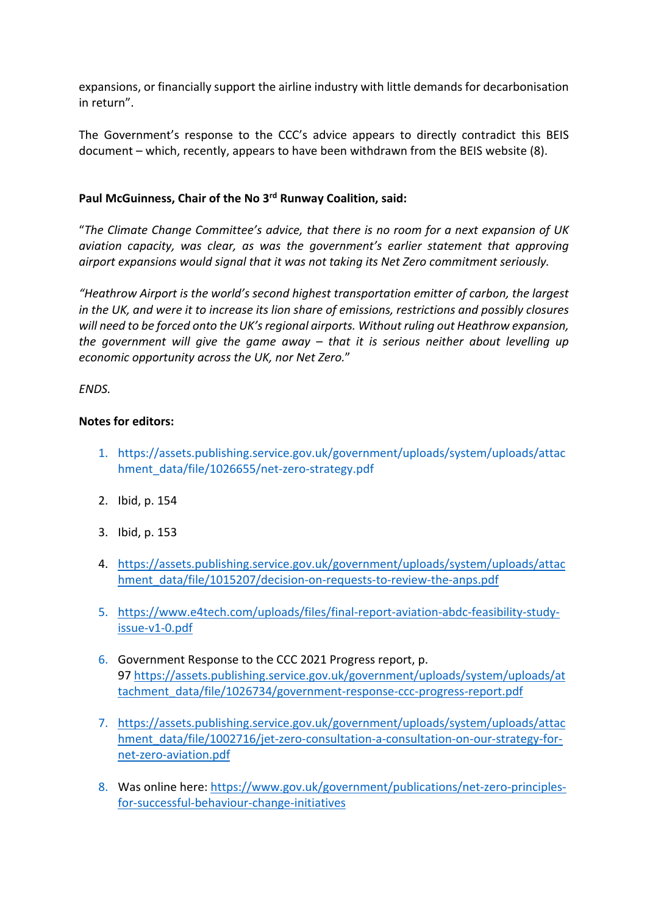expansions, or financially support the airline industry with little demands for decarbonisation in return".

The Government's response to the CCC's advice appears to directly contradict this BEIS document – which, recently, appears to have been withdrawn from the BEIS website (8).

**Paul McGuinness, Chair of the No 3rd Runway Coalition, said:**

"*The Climate Change Committee's advice, that there is no room for a next expansion of UK aviation capacity, was clear, as was the government's earlier statement that approving airport expansions would signal that it was not taking its Net Zero commitment seriously.*

*"Heathrow Airport is the world's second highest transportation emitter of carbon, the largest in the UK, and were it to increase its lion share of emissions, restrictions and possibly closures will need to be forced onto the UK's regional airports. Without ruling out Heathrow expansion, the government will give the game away – that it is serious neither about levelling up economic opportunity across the UK, nor Net Zero.*"

*ENDS.*

**Notes for editors:**

1. https://assets.publishing.service.gov.uk/government/uploads/system/uploads/attachment_data/file/1026655/net-zero-strategy.pdf
2. Ibid, p. 154
3. Ibid, p. 153
4. https://assets.publishing.service.gov.uk/government/uploads/system/uploads/attachment_data/file/1015207/decision-on-requests-to-review-the-anps.pdf
5. https://www.e4tech.com/uploads/files/final-report-aviation-abdc-feasibility-study-issue-v1-0.pdf
6. Government Response to the CCC 2021 Progress report, p. 97 https://assets.publishing.service.gov.uk/government/uploads/system/uploads/attachment_data/file/1026734/government-response-ccc-progress-report.pdf
7. https://assets.publishing.service.gov.uk/government/uploads/system/uploads/attachment_data/file/1002716/jet-zero-consultation-a-consultation-on-our-strategy-for-net-zero-aviation.pdf
8. Was online here: https://www.gov.uk/government/publications/net-zero-principles-for-successful-behaviour-change-initiatives